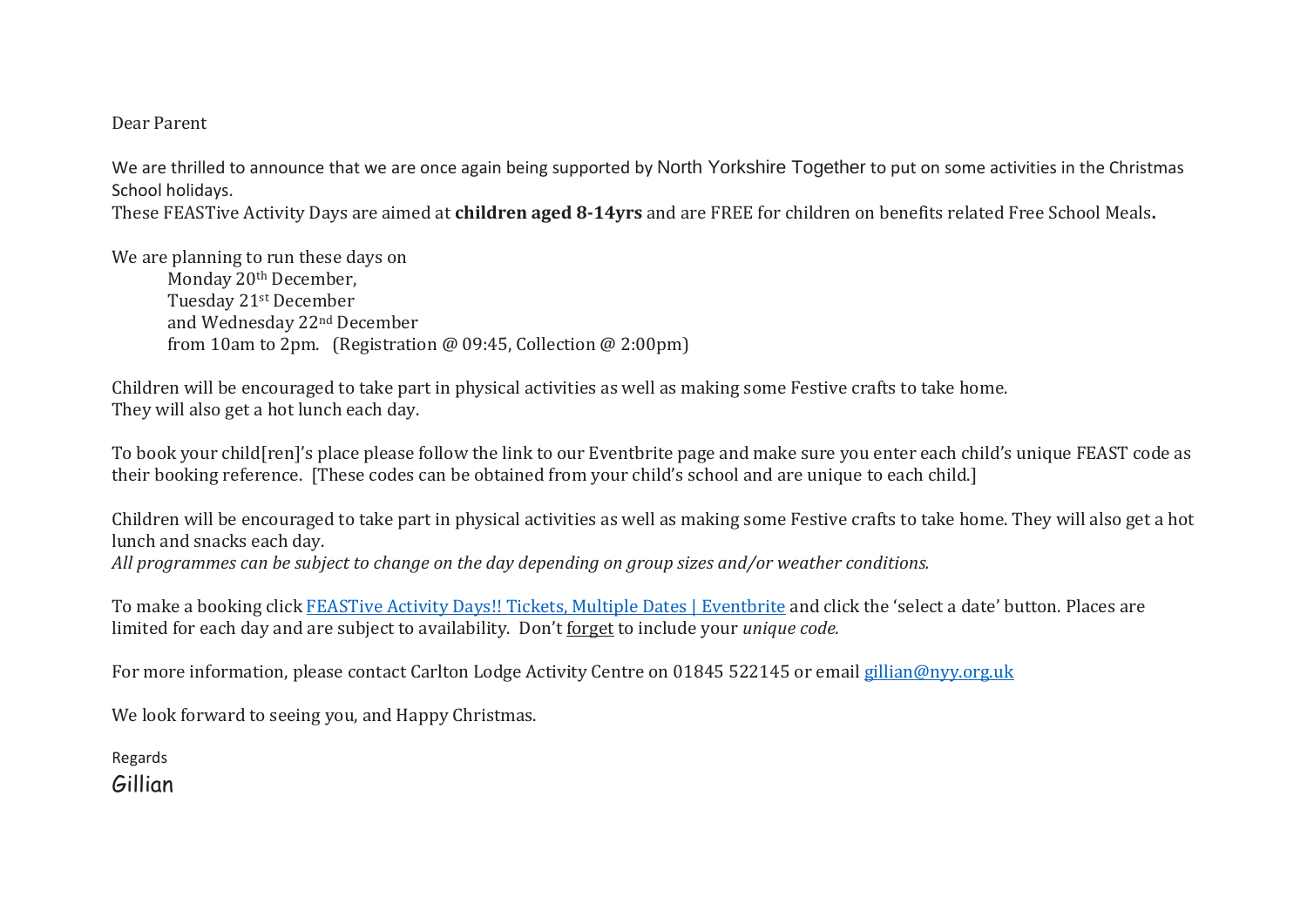Dear Parent

We are thrilled to announce that we are once again being supported by North Yorkshire Together to put on some activities in the Christmas School holidays.
These FEASTive Activity Days are aimed at **children aged 8-14yrs** and are FREE for children on benefits related Free School Meals**.**

We are planning to run these days on
Monday 20th December,
Tuesday 21st December
and Wednesday 22nd December
from 10am to 2pm. (Registration @ 09:45, Collection @ 2:00pm)

Children will be encouraged to take part in physical activities as well as making some Festive crafts to take home.
They will also get a hot lunch each day.

To book your child[ren]'s place please follow the link to our Eventbrite page and make sure you enter each child's unique FEAST code as their booking reference. [These codes can be obtained from your child's school and are unique to each child.]

Children will be encouraged to take part in physical activities as well as making some Festive crafts to take home. They will also get a hot lunch and snacks each day.
*All programmes can be subject to change on the day depending on group sizes and/or weather conditions.*

To make a booking click FEASTive Activity Days!! Tickets, Multiple Dates | Eventbrite and click the 'select a date' button. Places are limited for each day and are subject to availability. Don't forget to include your *unique code.*

For more information, please contact Carlton Lodge Activity Centre on 01845 522145 or email gillian@nyy.org.uk

We look forward to seeing you, and Happy Christmas.

Regards
Gillian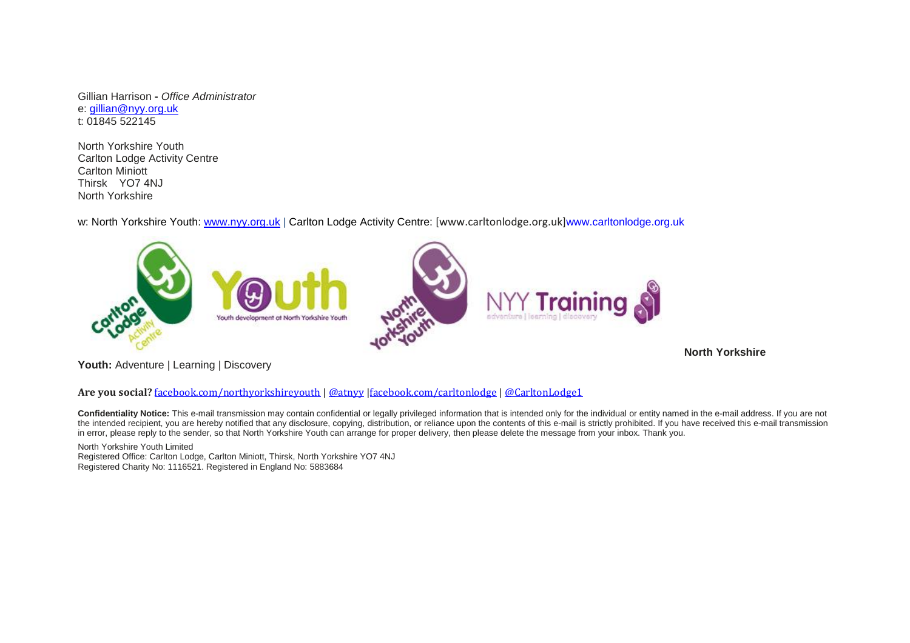Gillian Harrison - *Office Administrator*
e: gillian@nyy.org.uk
t: 01845 522145

North Yorkshire Youth
Carlton Lodge Activity Centre
Carlton Miniott
Thirsk YO7 4NJ
North Yorkshire

w: North Yorkshire Youth: www.nyy.org.uk | Carlton Lodge Activity Centre: [www.carltonlodge.org.uk]www.carltonlodge.org.uk

**North Yorkshire Youth:** Adventure | Learning | Discovery

**Are you social?** facebook.com/northyorkshireyouth | @atnyy |facebook.com/carltonlodge | @CarltonLodge1

**Confidentiality Notice:** This e-mail transmission may contain confidential or legally privileged information that is intended only for the individual or entity named in the e-mail address. If you are not the intended recipient, you are hereby notified that any disclosure, copying, distribution, or reliance upon the contents of this e-mail is strictly prohibited. If you have received this e-mail transmission in error, please reply to the sender, so that North Yorkshire Youth can arrange for proper delivery, then please delete the message from your inbox. Thank you.

North Yorkshire Youth Limited
Registered Office: Carlton Lodge, Carlton Miniott, Thirsk, North Yorkshire YO7 4NJ
Registered Charity No: 1116521. Registered in England No: 5883684